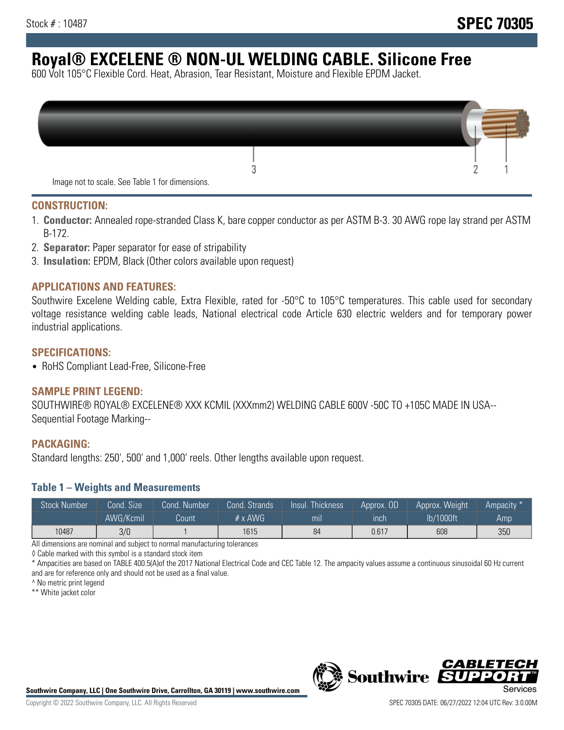Stock # : 10487

# SPEC 70305

# Royal® EXCELENE ® NON-UL WELDING CABLE. Silicone Free

600 Volt 105°C Flexible Cord. Heat, Abrasion, Tear Resistant, Moisture and Flexible EPDM Jacket.

Image not to scale. See Table 1 for dimensions.

## CONSTRUCTION:

1. **Conductor:** Annealed rope-stranded Class K, bare copper conductor as per ASTM B-3. 30 AWG rope lay strand per ASTM B-172.
2. **Separator:** Paper separator for ease of stripability
3. **Insulation:** EPDM, Black (Other colors available upon request)

## APPLICATIONS AND FEATURES:

Southwire Excelene Welding cable, Extra Flexible, rated for -50°C to 105°C temperatures. This cable used for secondary voltage resistance welding cable leads, National electrical code Article 630 electric welders and for temporary power industrial applications.

## SPECIFICATIONS:

- RoHS Compliant Lead-Free, Silicone-Free

## SAMPLE PRINT LEGEND:

SOUTHWIRE® ROYAL® EXCELENE® XXX KCMIL (XXXmm2) WELDING CABLE 600V -50C TO +105C MADE IN USA-- Sequential Footage Marking--

## PACKAGING:

Standard lengths: 250', 500' and 1,000' reels. Other lengths available upon request.

### Table 1 – Weights and Measurements

| Stock Number | Cond. Size | Cond. Number | Cond. Strands | Insul. Thickness | Approx. OD | Approx. Weight | Ampacity * |
|---|---|---|---|---|---|---|---|
| | AWG/Kcmil | Count | # x AWG | mil | inch | lb/1000ft | Amp |
| 10487 | 3/0 | 1 | 1615 | 84 | 0.617 | 608 | 350 |

All dimensions are nominal and subject to normal manufacturing tolerances

◊ Cable marked with this symbol is a standard stock item

* Ampacities are based on TABLE 400.5(A)of the 2017 National Electrical Code and CEC Table 12. The ampacity values assume a continuous sinusoidal 60 Hz current and are for reference only and should not be used as a final value.

^ No metric print legend

** White jacket color

**Southwire Company, LLC | One Southwire Drive, Carrollton, GA 30119 | www.southwire.com**

Copyright © 2022 Southwire Company, LLC. All Rights Reserved

SPEC 70305 DATE: 06/27/2022 12:04 UTC Rev: 3.0.00M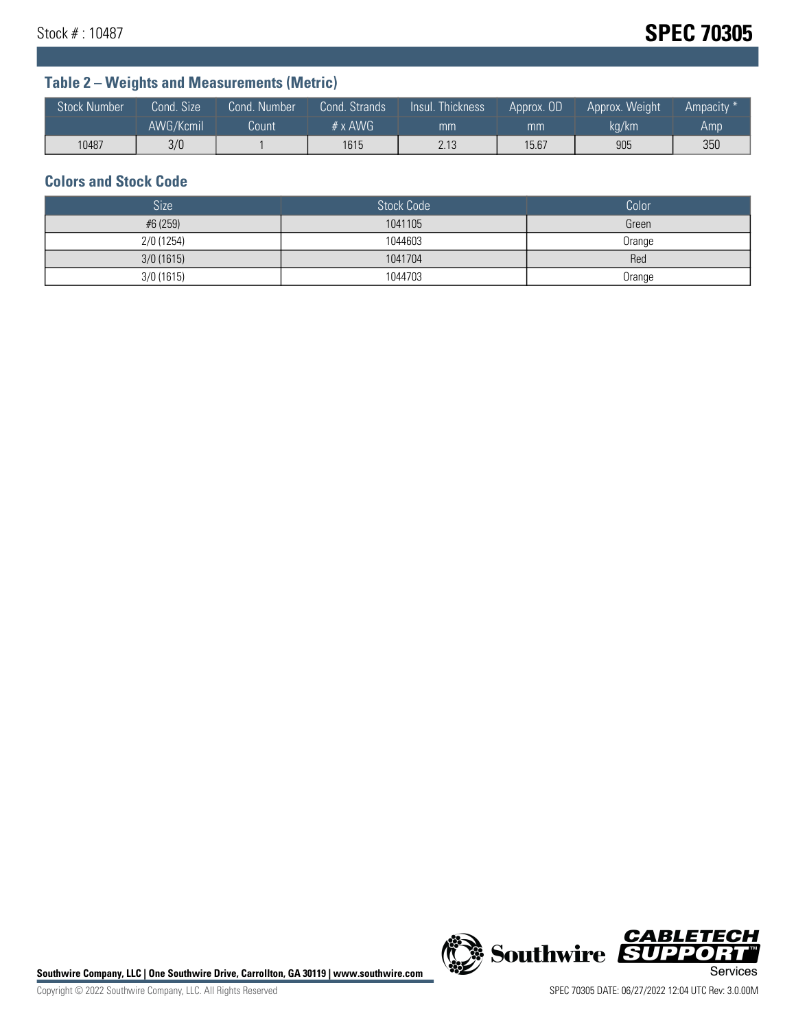## Table 2 – Weights and Measurements (Metric)

| Stock Number | Cond. Size | Cond. Number | Cond. Strands | Insul. Thickness | Approx. OD | Approx. Weight | Ampacity * |
|---|---|---|---|---|---|---|---|
| | AWG/Kcmil | Count | # x AWG | mm | mm | kg/km | Amp |
| 10487 | 3/0 | 1 | 1615 | 2.13 | 15.67 | 905 | 350 |

## Colors and Stock Code

| Size | Stock Code | Color |
|---|---|---|
| #6 (259) | 1041105 | Green |
| 2/0 (1254) | 1044603 | Orange |
| 3/0 (1615) | 1041704 | Red |
| 3/0 (1615) | 1044703 | Orange |

**Southwire Company, LLC | One Southwire Drive, Carrollton, GA 30119 | www.southwire.com**

Copyright © 2022 Southwire Company, LLC. All Rights Reserved

SPEC 70305 DATE: 06/27/2022 12:04 UTC Rev: 3.0.00M